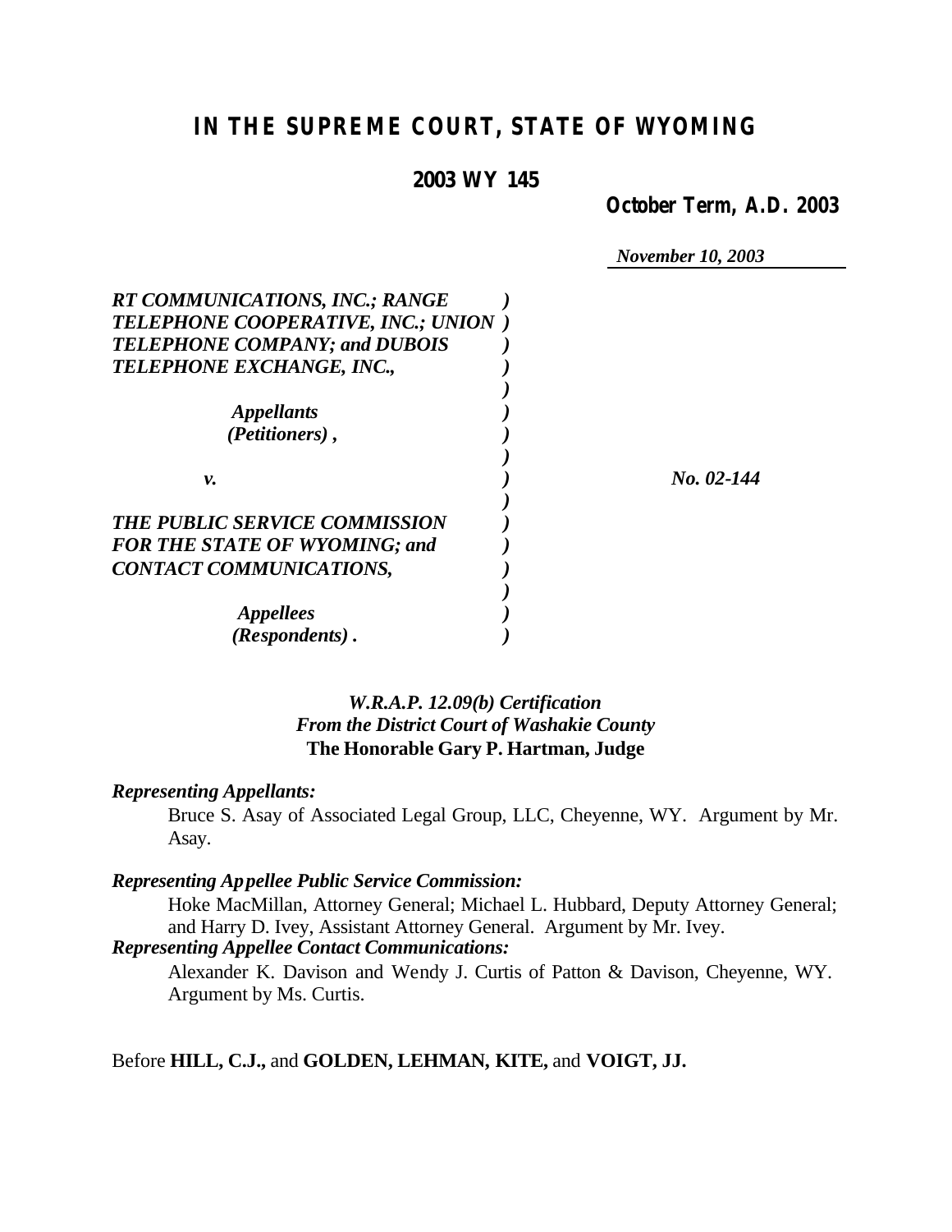# IN THE SUPREME COURT, STATE OF WYOMING

**2003 WY 145**

**October Term, A.D. 2003**

*November 10, 2003*

*RT COMMUNICATIONS, INC.; RANGE TELEPHONE COOPERATIVE, INC.; UNION TELEPHONE COMPANY; and DUBOIS TELEPHONE EXCHANGE, INC.,*

*Appellants (Petitioners),*

*v.*

*THE PUBLIC SERVICE COMMISSION FOR THE STATE OF WYOMING; and CONTACT COMMUNICATIONS,*

*Appellees (Respondents).*

*No. 02-144*

*W.R.A.P. 12.09(b) Certification From the District Court of Washakie County*
**The Honorable Gary P. Hartman, Judge**

***Representing Appellants:***

Bruce S. Asay of Associated Legal Group, LLC, Cheyenne, WY. Argument by Mr. Asay.

***Representing Appellee Public Service Commission:***

Hoke MacMillan, Attorney General; Michael L. Hubbard, Deputy Attorney General; and Harry D. Ivey, Assistant Attorney General. Argument by Mr. Ivey.

***Representing Appellee Contact Communications:***

Alexander K. Davison and Wendy J. Curtis of Patton & Davison, Cheyenne, WY. Argument by Ms. Curtis.

Before **HILL, C.J.,** and **GOLDEN, LEHMAN, KITE,** and **VOIGT, JJ.**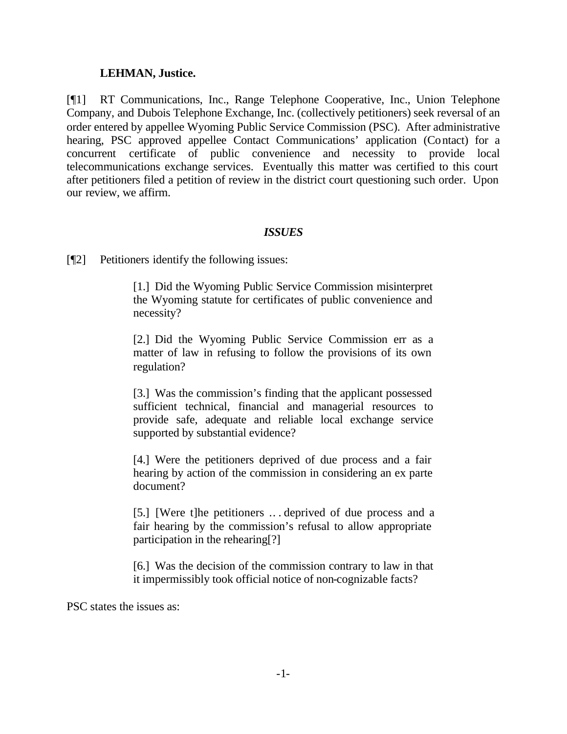**LEHMAN, Justice.**

[¶1] RT Communications, Inc., Range Telephone Cooperative, Inc., Union Telephone Company, and Dubois Telephone Exchange, Inc. (collectively petitioners) seek reversal of an order entered by appellee Wyoming Public Service Commission (PSC). After administrative hearing, PSC approved appellee Contact Communications' application (Contact) for a concurrent certificate of public convenience and necessity to provide local telecommunications exchange services. Eventually this matter was certified to this court after petitioners filed a petition of review in the district court questioning such order. Upon our review, we affirm.

### *ISSUES*

[¶2] Petitioners identify the following issues:

> [1.] Did the Wyoming Public Service Commission misinterpret the Wyoming statute for certificates of public convenience and necessity?
>
> [2.] Did the Wyoming Public Service Commission err as a matter of law in refusing to follow the provisions of its own regulation?
>
> [3.] Was the commission's finding that the applicant possessed sufficient technical, financial and managerial resources to provide safe, adequate and reliable local exchange service supported by substantial evidence?
>
> [4.] Were the petitioners deprived of due process and a fair hearing by action of the commission in considering an ex parte document?
>
> [5.] [Were t]he petitioners … deprived of due process and a fair hearing by the commission's refusal to allow appropriate participation in the rehearing[?]
>
> [6.] Was the decision of the commission contrary to law in that it impermissibly took official notice of non-cognizable facts?

PSC states the issues as: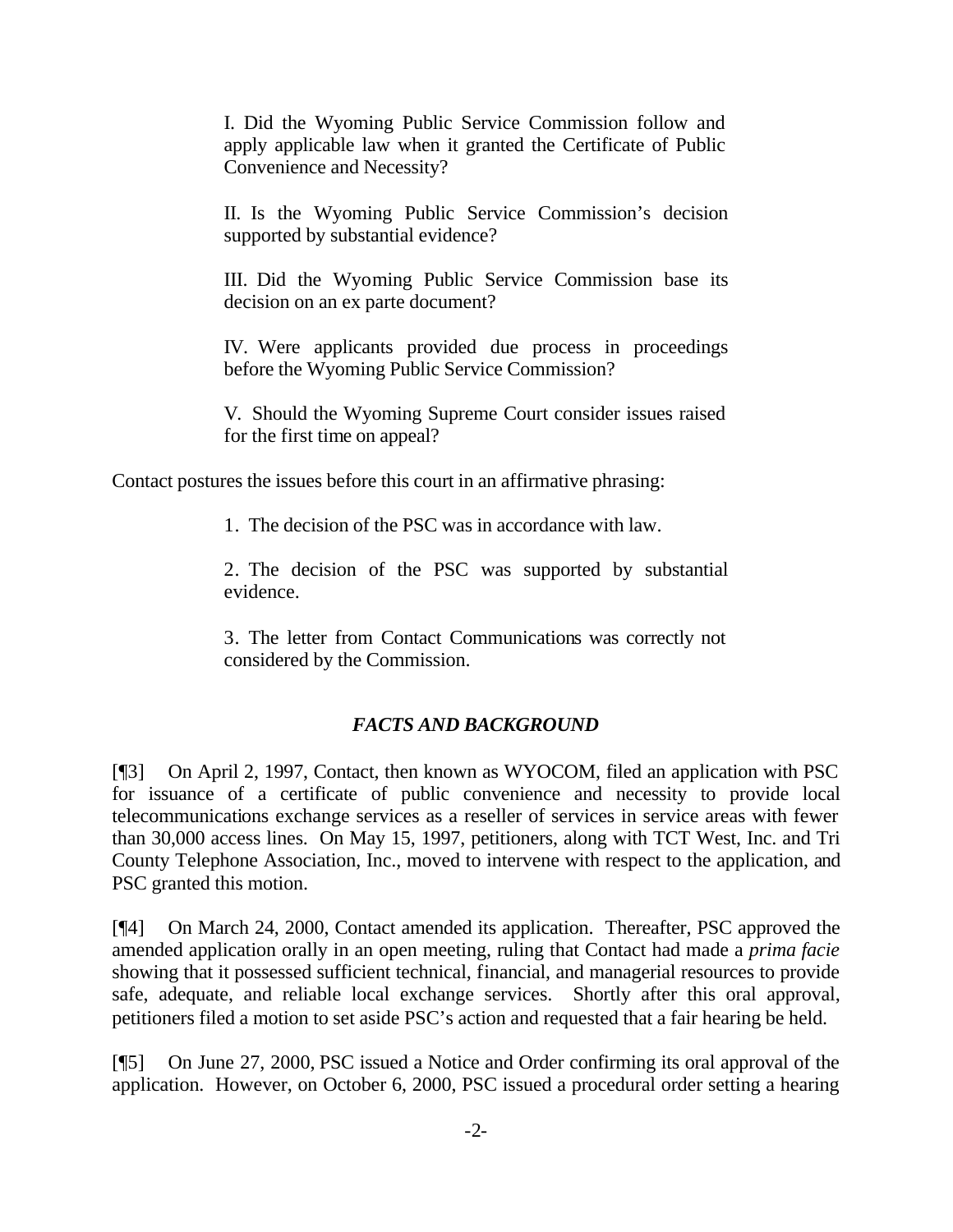I. Did the Wyoming Public Service Commission follow and apply applicable law when it granted the Certificate of Public Convenience and Necessity?

II. Is the Wyoming Public Service Commission's decision supported by substantial evidence?

III. Did the Wyoming Public Service Commission base its decision on an ex parte document?

IV. Were applicants provided due process in proceedings before the Wyoming Public Service Commission?

V. Should the Wyoming Supreme Court consider issues raised for the first time on appeal?

Contact postures the issues before this court in an affirmative phrasing:

1. The decision of the PSC was in accordance with law.

2. The decision of the PSC was supported by substantial evidence.

3. The letter from Contact Communications was correctly not considered by the Commission.

### *FACTS AND BACKGROUND*

[¶3] On April 2, 1997, Contact, then known as WYOCOM, filed an application with PSC for issuance of a certificate of public convenience and necessity to provide local telecommunications exchange services as a reseller of services in service areas with fewer than 30,000 access lines. On May 15, 1997, petitioners, along with TCT West, Inc. and Tri County Telephone Association, Inc., moved to intervene with respect to the application, and PSC granted this motion.

[¶4] On March 24, 2000, Contact amended its application. Thereafter, PSC approved the amended application orally in an open meeting, ruling that Contact had made a *prima facie* showing that it possessed sufficient technical, financial, and managerial resources to provide safe, adequate, and reliable local exchange services. Shortly after this oral approval, petitioners filed a motion to set aside PSC's action and requested that a fair hearing be held.

[¶5] On June 27, 2000, PSC issued a Notice and Order confirming its oral approval of the application. However, on October 6, 2000, PSC issued a procedural order setting a hearing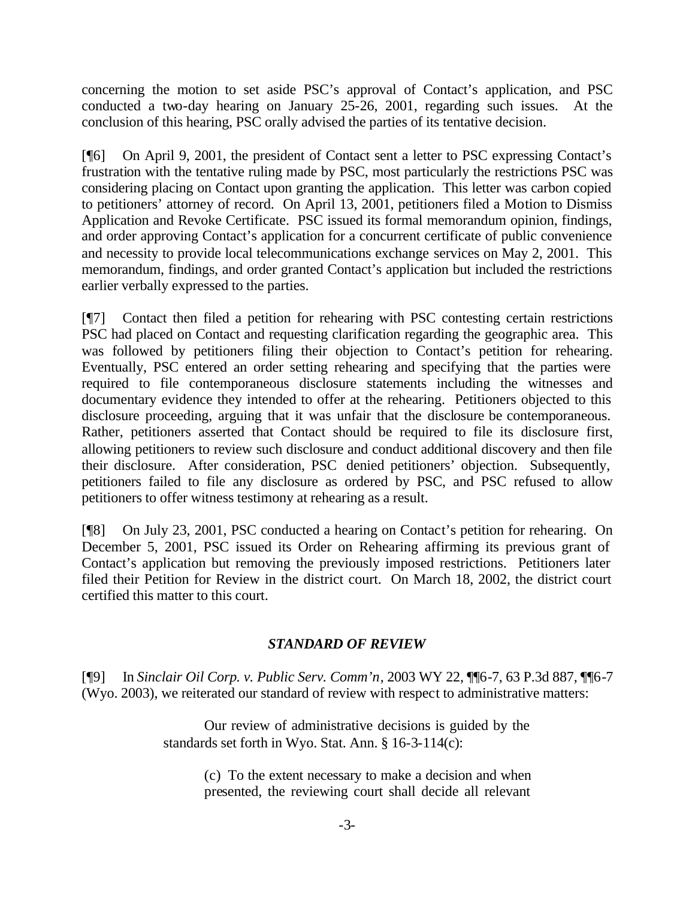concerning the motion to set aside PSC's approval of Contact's application, and PSC conducted a two-day hearing on January 25-26, 2001, regarding such issues. At the conclusion of this hearing, PSC orally advised the parties of its tentative decision.

[¶6] On April 9, 2001, the president of Contact sent a letter to PSC expressing Contact's frustration with the tentative ruling made by PSC, most particularly the restrictions PSC was considering placing on Contact upon granting the application. This letter was carbon copied to petitioners' attorney of record. On April 13, 2001, petitioners filed a Motion to Dismiss Application and Revoke Certificate. PSC issued its formal memorandum opinion, findings, and order approving Contact's application for a concurrent certificate of public convenience and necessity to provide local telecommunications exchange services on May 2, 2001. This memorandum, findings, and order granted Contact's application but included the restrictions earlier verbally expressed to the parties.

[¶7] Contact then filed a petition for rehearing with PSC contesting certain restrictions PSC had placed on Contact and requesting clarification regarding the geographic area. This was followed by petitioners filing their objection to Contact's petition for rehearing. Eventually, PSC entered an order setting rehearing and specifying that the parties were required to file contemporaneous disclosure statements including the witnesses and documentary evidence they intended to offer at the rehearing. Petitioners objected to this disclosure proceeding, arguing that it was unfair that the disclosure be contemporaneous. Rather, petitioners asserted that Contact should be required to file its disclosure first, allowing petitioners to review such disclosure and conduct additional discovery and then file their disclosure. After consideration, PSC denied petitioners' objection. Subsequently, petitioners failed to file any disclosure as ordered by PSC, and PSC refused to allow petitioners to offer witness testimony at rehearing as a result.

[¶8] On July 23, 2001, PSC conducted a hearing on Contact's petition for rehearing. On December 5, 2001, PSC issued its Order on Rehearing affirming its previous grant of Contact's application but removing the previously imposed restrictions. Petitioners later filed their Petition for Review in the district court. On March 18, 2002, the district court certified this matter to this court.

## *STANDARD OF REVIEW*

[¶9] In *Sinclair Oil Corp. v. Public Serv. Comm'n*, 2003 WY 22, ¶¶6-7, 63 P.3d 887, ¶¶6-7 (Wyo. 2003), we reiterated our standard of review with respect to administrative matters:

> Our review of administrative decisions is guided by the standards set forth in Wyo. Stat. Ann. § 16-3-114(c):
>
> > (c) To the extent necessary to make a decision and when presented, the reviewing court shall decide all relevant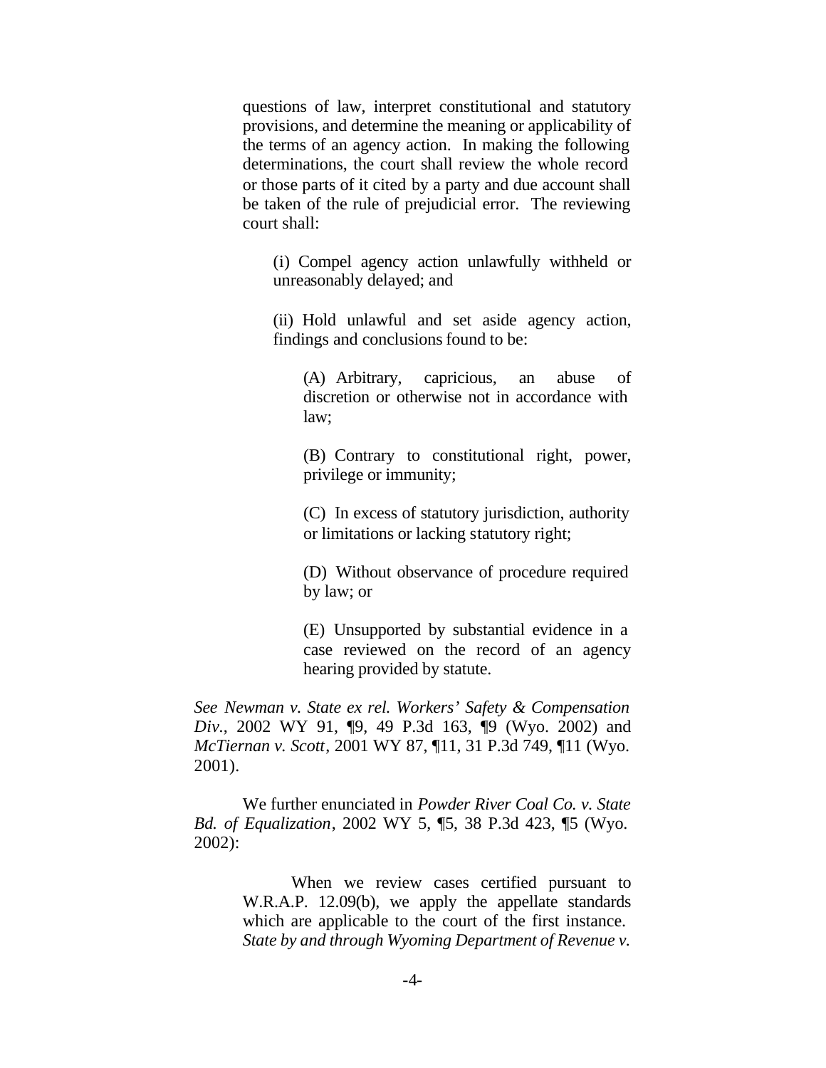questions of law, interpret constitutional and statutory provisions, and determine the meaning or applicability of the terms of an agency action. In making the following determinations, the court shall review the whole record or those parts of it cited by a party and due account shall be taken of the rule of prejudicial error. The reviewing court shall:

> (i) Compel agency action unlawfully withheld or unreasonably delayed; and
>
> (ii) Hold unlawful and set aside agency action, findings and conclusions found to be:
>
> > (A) Arbitrary, capricious, an abuse of discretion or otherwise not in accordance with law;
> >
> > (B) Contrary to constitutional right, power, privilege or immunity;
> >
> > (C) In excess of statutory jurisdiction, authority or limitations or lacking statutory right;
> >
> > (D) Without observance of procedure required by law; or
> >
> > (E) Unsupported by substantial evidence in a case reviewed on the record of an agency hearing provided by statute.

*See Newman v. State ex rel. Workers' Safety & Compensation Div.*, 2002 WY 91, ¶9, 49 P.3d 163, ¶9 (Wyo. 2002) and *McTiernan v. Scott*, 2001 WY 87, ¶11, 31 P.3d 749, ¶11 (Wyo. 2001).

We further enunciated in *Powder River Coal Co. v. State Bd. of Equalization*, 2002 WY 5, ¶5, 38 P.3d 423, ¶5 (Wyo. 2002):

> When we review cases certified pursuant to W.R.A.P. 12.09(b), we apply the appellate standards which are applicable to the court of the first instance. *State by and through Wyoming Department of Revenue v.*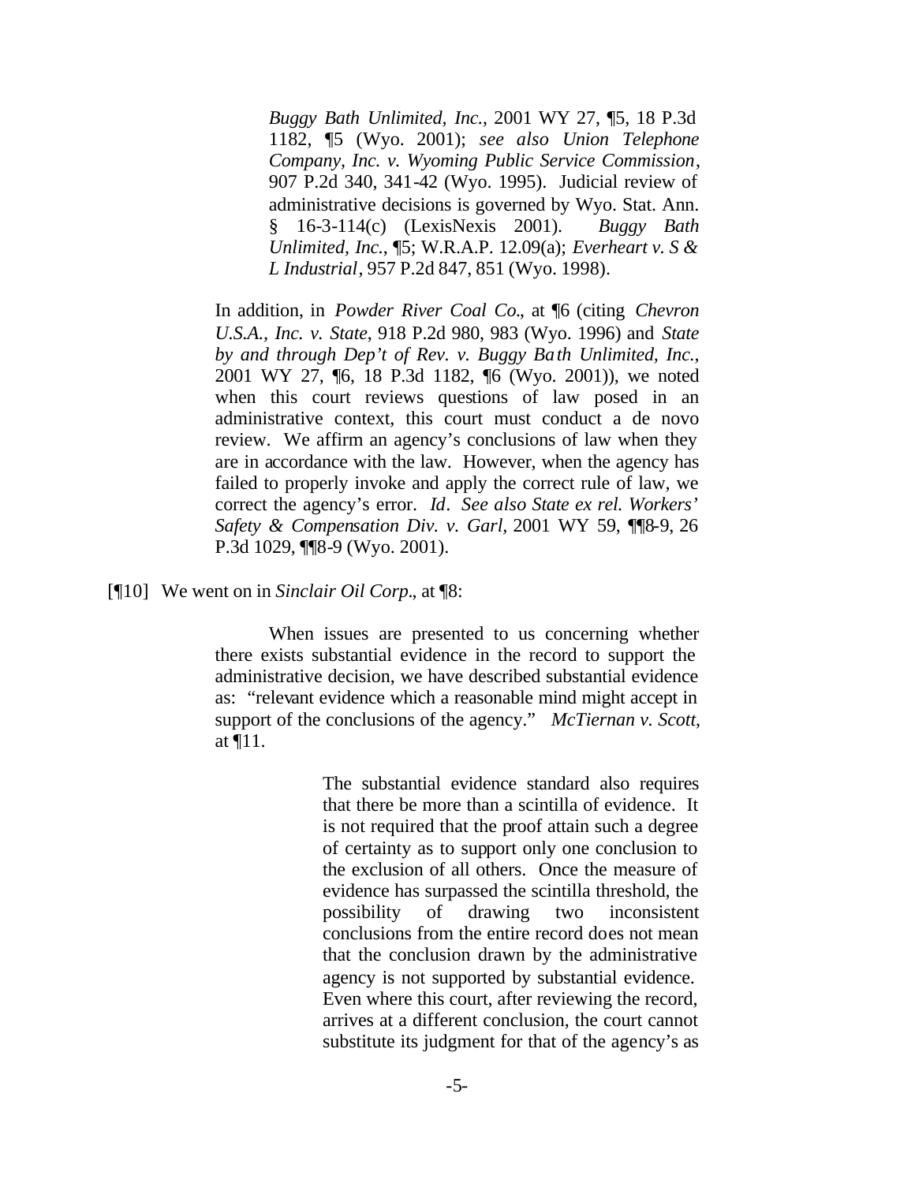> *Buggy Bath Unlimited, Inc.*, 2001 WY 27, ¶5, 18 P.3d 1182, ¶5 (Wyo. 2001); *see also Union Telephone Company, Inc. v. Wyoming Public Service Commission*, 907 P.2d 340, 341-42 (Wyo. 1995). Judicial review of administrative decisions is governed by Wyo. Stat. Ann. § 16-3-114(c) (LexisNexis 2001). *Buggy Bath Unlimited, Inc.*, ¶5; W.R.A.P. 12.09(a); *Everheart v. S & L Industrial*, 957 P.2d 847, 851 (Wyo. 1998).

> In addition, in *Powder River Coal Co.*, at ¶6 (citing *Chevron U.S.A., Inc. v. State*, 918 P.2d 980, 983 (Wyo. 1996) and *State by and through Dep't of Rev. v. Buggy Bath Unlimited, Inc.*, 2001 WY 27, ¶6, 18 P.3d 1182, ¶6 (Wyo. 2001)), we noted when this court reviews questions of law posed in an administrative context, this court must conduct a de novo review. We affirm an agency's conclusions of law when they are in accordance with the law. However, when the agency has failed to properly invoke and apply the correct rule of law, we correct the agency's error. *Id*. *See also State ex rel. Workers' Safety & Compensation Div. v. Garl*, 2001 WY 59, ¶¶8-9, 26 P.3d 1029, ¶¶8-9 (Wyo. 2001).

[¶10] We went on in *Sinclair Oil Corp.*, at ¶8:

> When issues are presented to us concerning whether there exists substantial evidence in the record to support the administrative decision, we have described substantial evidence as: "relevant evidence which a reasonable mind might accept in support of the conclusions of the agency." *McTiernan v. Scott*, at ¶11.
>
>> The substantial evidence standard also requires that there be more than a scintilla of evidence. It is not required that the proof attain such a degree of certainty as to support only one conclusion to the exclusion of all others. Once the measure of evidence has surpassed the scintilla threshold, the possibility of drawing two inconsistent conclusions from the entire record does not mean that the conclusion drawn by the administrative agency is not supported by substantial evidence. Even where this court, after reviewing the record, arrives at a different conclusion, the court cannot substitute its judgment for that of the agency's as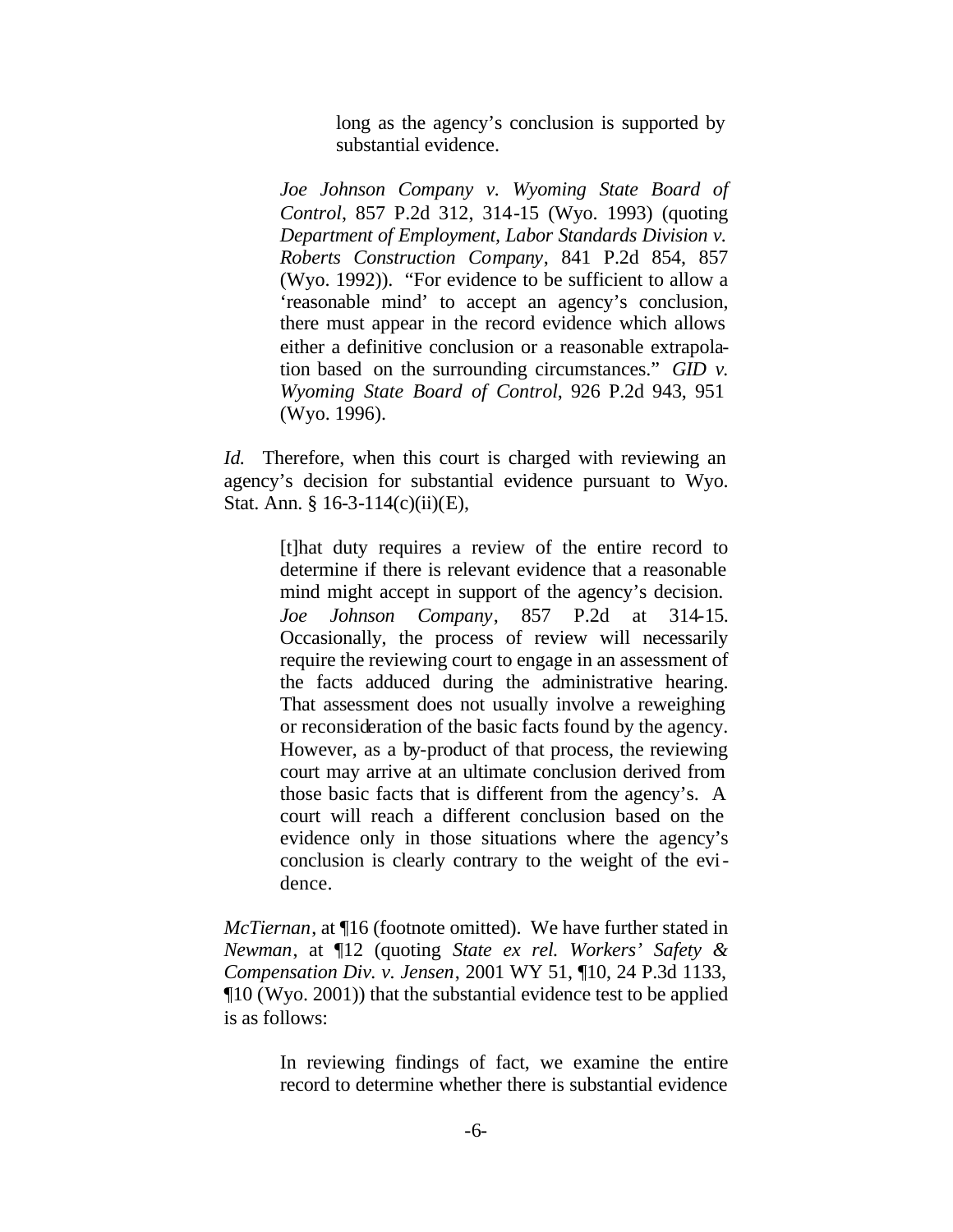> > long as the agency's conclusion is supported by substantial evidence.
>
> *Joe Johnson Company v. Wyoming State Board of Control*, 857 P.2d 312, 314-15 (Wyo. 1993) (quoting *Department of Employment, Labor Standards Division v. Roberts Construction Company*, 841 P.2d 854, 857 (Wyo. 1992)). "For evidence to be sufficient to allow a 'reasonable mind' to accept an agency's conclusion, there must appear in the record evidence which allows either a definitive conclusion or a reasonable extrapolation based on the surrounding circumstances." *GID v. Wyoming State Board of Control*, 926 P.2d 943, 951 (Wyo. 1996).

*Id.* Therefore, when this court is charged with reviewing an agency's decision for substantial evidence pursuant to Wyo. Stat. Ann. § 16-3-114(c)(ii)(E),

> [t]hat duty requires a review of the entire record to determine if there is relevant evidence that a reasonable mind might accept in support of the agency's decision. *Joe Johnson Company*, 857 P.2d at 314-15. Occasionally, the process of review will necessarily require the reviewing court to engage in an assessment of the facts adduced during the administrative hearing. That assessment does not usually involve a reweighing or reconsideration of the basic facts found by the agency. However, as a by-product of that process, the reviewing court may arrive at an ultimate conclusion derived from those basic facts that is different from the agency's. A court will reach a different conclusion based on the evidence only in those situations where the agency's conclusion is clearly contrary to the weight of the evidence.

*McTiernan*, at ¶16 (footnote omitted). We have further stated in *Newman*, at ¶12 (quoting *State ex rel. Workers' Safety & Compensation Div. v. Jensen*, 2001 WY 51, ¶10, 24 P.3d 1133, ¶10 (Wyo. 2001)) that the substantial evidence test to be applied is as follows:

> In reviewing findings of fact, we examine the entire record to determine whether there is substantial evidence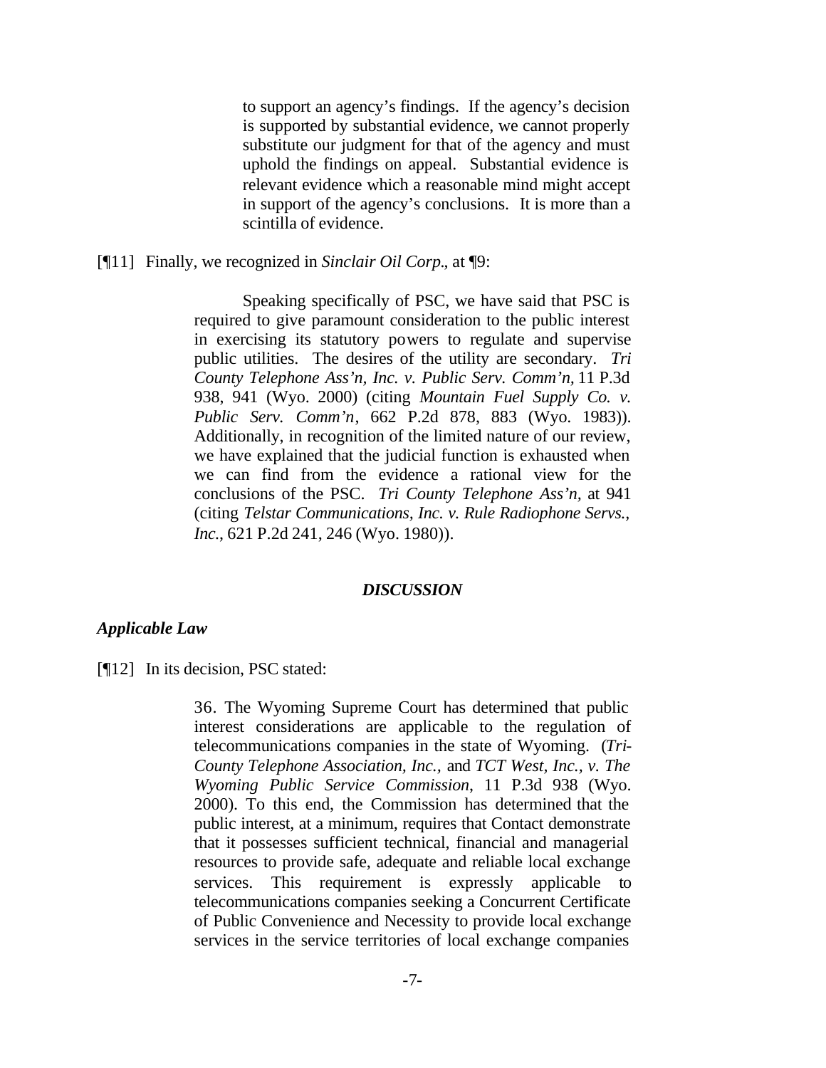> to support an agency's findings. If the agency's decision is supported by substantial evidence, we cannot properly substitute our judgment for that of the agency and must uphold the findings on appeal. Substantial evidence is relevant evidence which a reasonable mind might accept in support of the agency's conclusions. It is more than a scintilla of evidence.

[¶11] Finally, we recognized in *Sinclair Oil Corp.*, at ¶9:

> Speaking specifically of PSC, we have said that PSC is required to give paramount consideration to the public interest in exercising its statutory powers to regulate and supervise public utilities. The desires of the utility are secondary. *Tri County Telephone Ass'n, Inc. v. Public Serv. Comm'n*, 11 P.3d 938, 941 (Wyo. 2000) (citing *Mountain Fuel Supply Co. v. Public Serv. Comm'n*, 662 P.2d 878, 883 (Wyo. 1983)). Additionally, in recognition of the limited nature of our review, we have explained that the judicial function is exhausted when we can find from the evidence a rational view for the conclusions of the PSC. *Tri County Telephone Ass'n*, at 941 (citing *Telstar Communications, Inc. v. Rule Radiophone Servs., Inc.*, 621 P.2d 241, 246 (Wyo. 1980)).

## *DISCUSSION*

### *Applicable Law*

[¶12] In its decision, PSC stated:

> 36. The Wyoming Supreme Court has determined that public interest considerations are applicable to the regulation of telecommunications companies in the state of Wyoming. (*Tri-County Telephone Association, Inc.,* and *TCT West, Inc., v. The Wyoming Public Service Commission*, 11 P.3d 938 (Wyo. 2000). To this end, the Commission has determined that the public interest, at a minimum, requires that Contact demonstrate that it possesses sufficient technical, financial and managerial resources to provide safe, adequate and reliable local exchange services. This requirement is expressly applicable to telecommunications companies seeking a Concurrent Certificate of Public Convenience and Necessity to provide local exchange services in the service territories of local exchange companies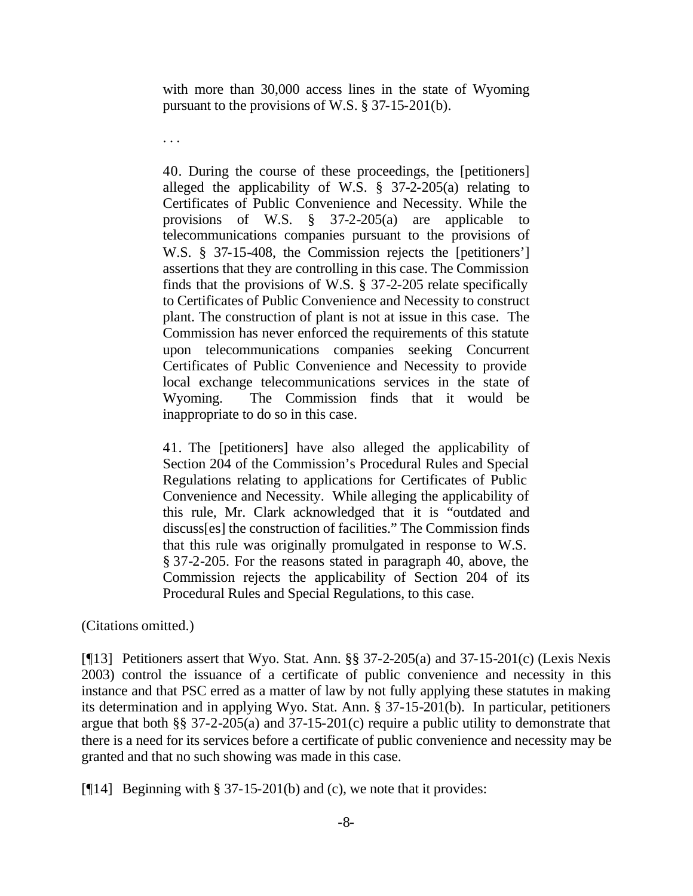> with more than 30,000 access lines in the state of Wyoming pursuant to the provisions of W.S. § 37-15-201(b).
>
> . . .
>
> 40. During the course of these proceedings, the [petitioners] alleged the applicability of W.S. § 37-2-205(a) relating to Certificates of Public Convenience and Necessity. While the provisions of W.S. § 37-2-205(a) are applicable to telecommunications companies pursuant to the provisions of W.S. § 37-15-408, the Commission rejects the [petitioners'] assertions that they are controlling in this case. The Commission finds that the provisions of W.S. § 37-2-205 relate specifically to Certificates of Public Convenience and Necessity to construct plant. The construction of plant is not at issue in this case. The Commission has never enforced the requirements of this statute upon telecommunications companies seeking Concurrent Certificates of Public Convenience and Necessity to provide local exchange telecommunications services in the state of Wyoming. The Commission finds that it would be inappropriate to do so in this case.
>
> 41. The [petitioners] have also alleged the applicability of Section 204 of the Commission's Procedural Rules and Special Regulations relating to applications for Certificates of Public Convenience and Necessity. While alleging the applicability of this rule, Mr. Clark acknowledged that it is "outdated and discuss[es] the construction of facilities." The Commission finds that this rule was originally promulgated in response to W.S. § 37-2-205. For the reasons stated in paragraph 40, above, the Commission rejects the applicability of Section 204 of its Procedural Rules and Special Regulations, to this case.

(Citations omitted.)

[¶13] Petitioners assert that Wyo. Stat. Ann. §§ 37-2-205(a) and 37-15-201(c) (Lexis Nexis 2003) control the issuance of a certificate of public convenience and necessity in this instance and that PSC erred as a matter of law by not fully applying these statutes in making its determination and in applying Wyo. Stat. Ann. § 37-15-201(b). In particular, petitioners argue that both §§ 37-2-205(a) and 37-15-201(c) require a public utility to demonstrate that there is a need for its services before a certificate of public convenience and necessity may be granted and that no such showing was made in this case.

[¶14] Beginning with § 37-15-201(b) and (c), we note that it provides: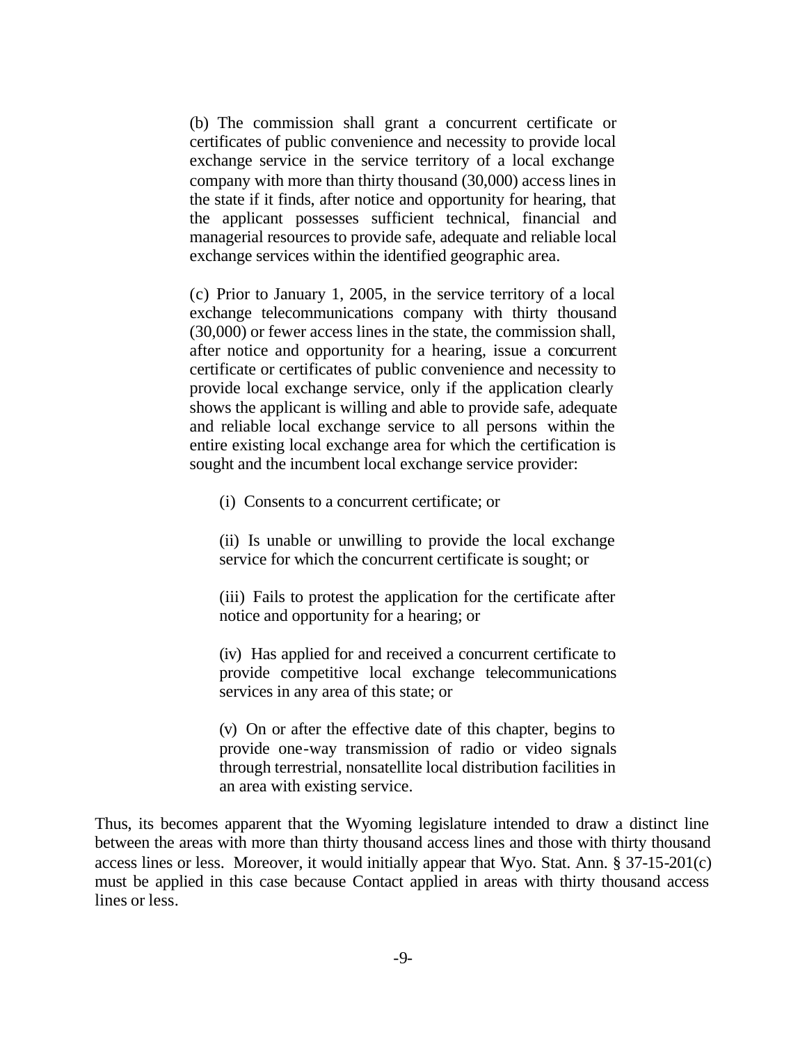> (b) The commission shall grant a concurrent certificate or certificates of public convenience and necessity to provide local exchange service in the service territory of a local exchange company with more than thirty thousand (30,000) access lines in the state if it finds, after notice and opportunity for hearing, that the applicant possesses sufficient technical, financial and managerial resources to provide safe, adequate and reliable local exchange services within the identified geographic area.
>
> (c) Prior to January 1, 2005, in the service territory of a local exchange telecommunications company with thirty thousand (30,000) or fewer access lines in the state, the commission shall, after notice and opportunity for a hearing, issue a concurrent certificate or certificates of public convenience and necessity to provide local exchange service, only if the application clearly shows the applicant is willing and able to provide safe, adequate and reliable local exchange service to all persons within the entire existing local exchange area for which the certification is sought and the incumbent local exchange service provider:
>
> > (i) Consents to a concurrent certificate; or
> >
> > (ii) Is unable or unwilling to provide the local exchange service for which the concurrent certificate is sought; or
> >
> > (iii) Fails to protest the application for the certificate after notice and opportunity for a hearing; or
> >
> > (iv) Has applied for and received a concurrent certificate to provide competitive local exchange telecommunications services in any area of this state; or
> >
> > (v) On or after the effective date of this chapter, begins to provide one-way transmission of radio or video signals through terrestrial, nonsatellite local distribution facilities in an area with existing service.

Thus, its becomes apparent that the Wyoming legislature intended to draw a distinct line between the areas with more than thirty thousand access lines and those with thirty thousand access lines or less. Moreover, it would initially appear that Wyo. Stat. Ann. § 37-15-201(c) must be applied in this case because Contact applied in areas with thirty thousand access lines or less.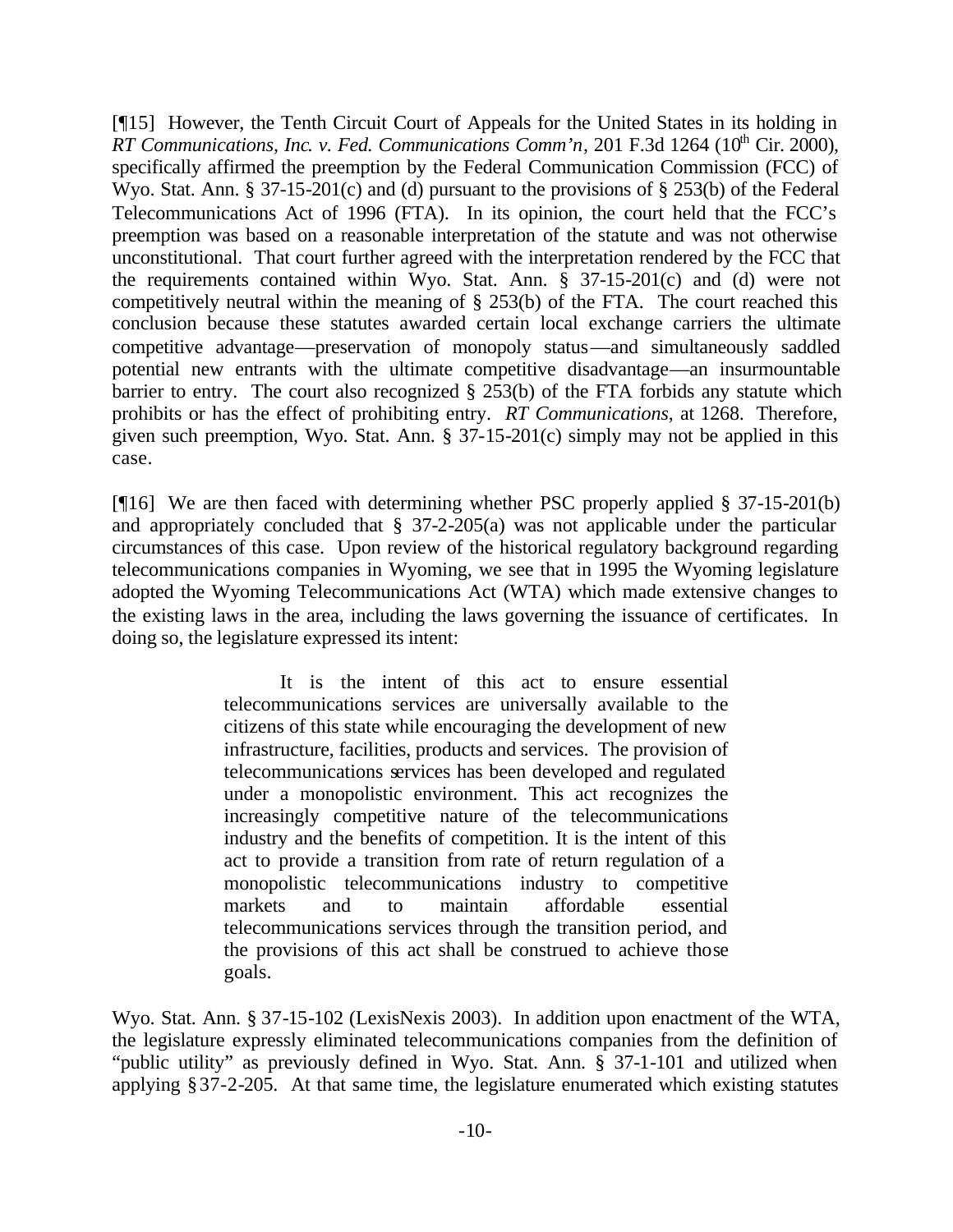[¶15] However, the Tenth Circuit Court of Appeals for the United States in its holding in *RT Communications, Inc. v. Fed. Communications Comm'n*, 201 F.3d 1264 (10th Cir. 2000), specifically affirmed the preemption by the Federal Communication Commission (FCC) of Wyo. Stat. Ann. § 37-15-201(c) and (d) pursuant to the provisions of § 253(b) of the Federal Telecommunications Act of 1996 (FTA). In its opinion, the court held that the FCC's preemption was based on a reasonable interpretation of the statute and was not otherwise unconstitutional. That court further agreed with the interpretation rendered by the FCC that the requirements contained within Wyo. Stat. Ann. § 37-15-201(c) and (d) were not competitively neutral within the meaning of § 253(b) of the FTA. The court reached this conclusion because these statutes awarded certain local exchange carriers the ultimate competitive advantage—preservation of monopoly status—and simultaneously saddled potential new entrants with the ultimate competitive disadvantage—an insurmountable barrier to entry. The court also recognized § 253(b) of the FTA forbids any statute which prohibits or has the effect of prohibiting entry. *RT Communications*, at 1268. Therefore, given such preemption, Wyo. Stat. Ann. § 37-15-201(c) simply may not be applied in this case.

[¶16] We are then faced with determining whether PSC properly applied § 37-15-201(b) and appropriately concluded that § 37-2-205(a) was not applicable under the particular circumstances of this case. Upon review of the historical regulatory background regarding telecommunications companies in Wyoming, we see that in 1995 the Wyoming legislature adopted the Wyoming Telecommunications Act (WTA) which made extensive changes to the existing laws in the area, including the laws governing the issuance of certificates. In doing so, the legislature expressed its intent:

> It is the intent of this act to ensure essential telecommunications services are universally available to the citizens of this state while encouraging the development of new infrastructure, facilities, products and services. The provision of telecommunications services has been developed and regulated under a monopolistic environment. This act recognizes the increasingly competitive nature of the telecommunications industry and the benefits of competition. It is the intent of this act to provide a transition from rate of return regulation of a monopolistic telecommunications industry to competitive markets and to maintain affordable essential telecommunications services through the transition period, and the provisions of this act shall be construed to achieve those goals.

Wyo. Stat. Ann. § 37-15-102 (LexisNexis 2003). In addition upon enactment of the WTA, the legislature expressly eliminated telecommunications companies from the definition of "public utility" as previously defined in Wyo. Stat. Ann. § 37-1-101 and utilized when applying § 37-2-205. At that same time, the legislature enumerated which existing statutes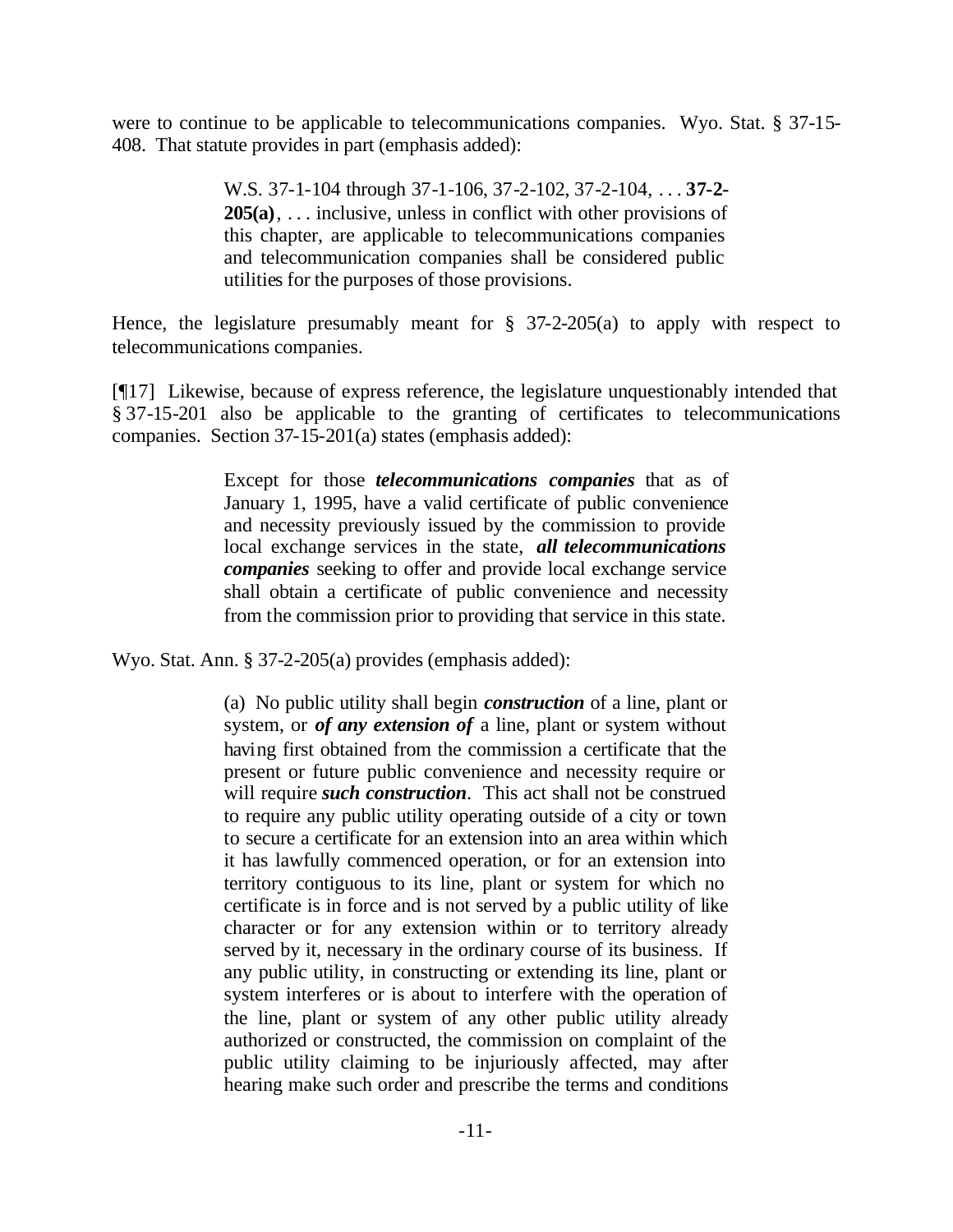were to continue to be applicable to telecommunications companies. Wyo. Stat. § 37-15-408. That statute provides in part (emphasis added):

> W.S. 37-1-104 through 37-1-106, 37-2-102, 37-2-104, . . . **37-2-205(a)**, . . . inclusive, unless in conflict with other provisions of this chapter, are applicable to telecommunications companies and telecommunication companies shall be considered public utilities for the purposes of those provisions.

Hence, the legislature presumably meant for § 37-2-205(a) to apply with respect to telecommunications companies.

[¶17] Likewise, because of express reference, the legislature unquestionably intended that § 37-15-201 also be applicable to the granting of certificates to telecommunications companies. Section 37-15-201(a) states (emphasis added):

> Except for those ***telecommunications companies*** that as of January 1, 1995, have a valid certificate of public convenience and necessity previously issued by the commission to provide local exchange services in the state, ***all telecommunications companies*** seeking to offer and provide local exchange service shall obtain a certificate of public convenience and necessity from the commission prior to providing that service in this state.

Wyo. Stat. Ann. § 37-2-205(a) provides (emphasis added):

> (a) No public utility shall begin ***construction*** of a line, plant or system, or ***of any extension of*** a line, plant or system without having first obtained from the commission a certificate that the present or future public convenience and necessity require or will require ***such construction***. This act shall not be construed to require any public utility operating outside of a city or town to secure a certificate for an extension into an area within which it has lawfully commenced operation, or for an extension into territory contiguous to its line, plant or system for which no certificate is in force and is not served by a public utility of like character or for any extension within or to territory already served by it, necessary in the ordinary course of its business. If any public utility, in constructing or extending its line, plant or system interferes or is about to interfere with the operation of the line, plant or system of any other public utility already authorized or constructed, the commission on complaint of the public utility claiming to be injuriously affected, may after hearing make such order and prescribe the terms and conditions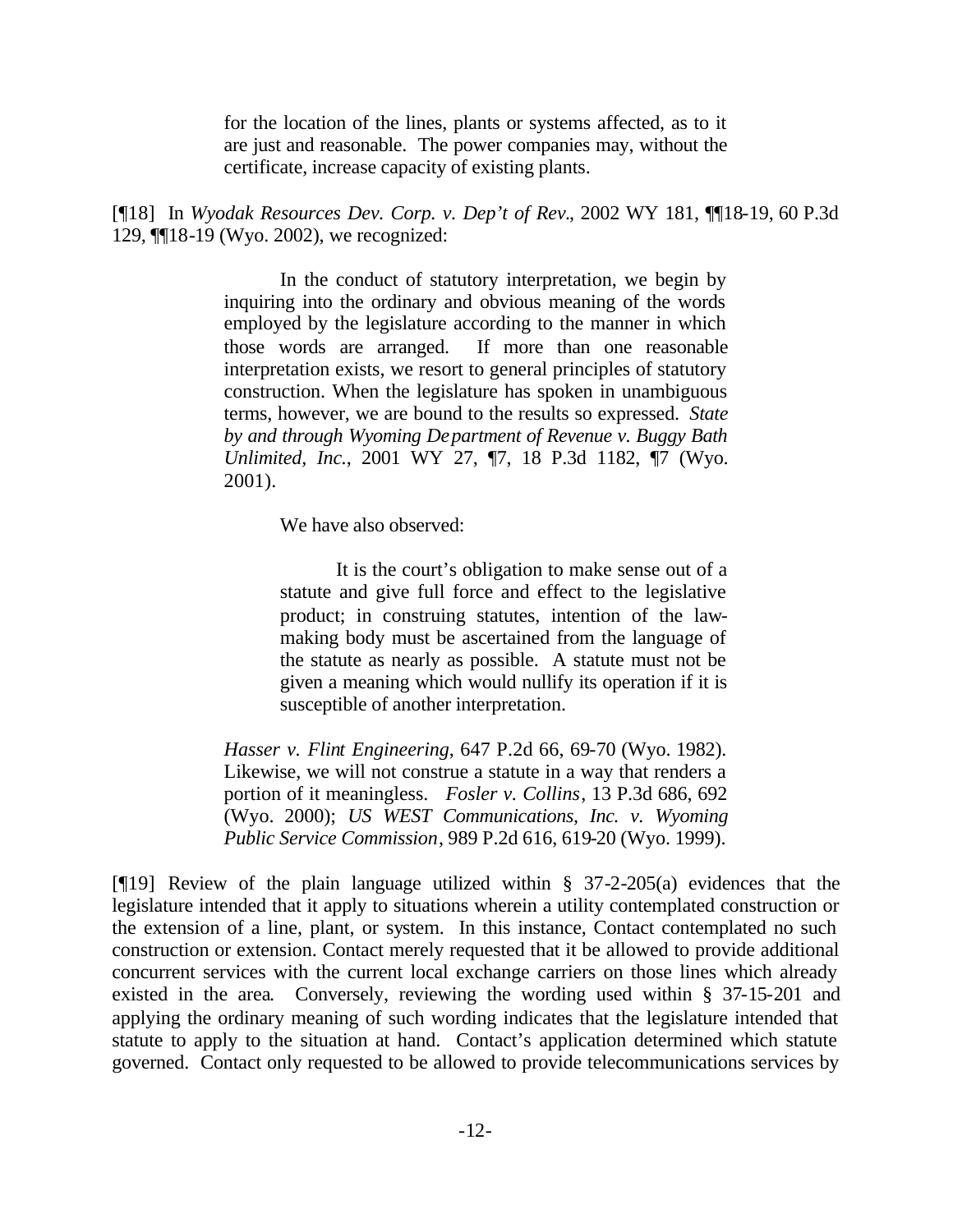> for the location of the lines, plants or systems affected, as to it are just and reasonable. The power companies may, without the certificate, increase capacity of existing plants.

[¶18] In *Wyodak Resources Dev. Corp. v. Dep't of Rev.*, 2002 WY 181, ¶¶18-19, 60 P.3d 129, ¶¶18-19 (Wyo. 2002), we recognized:

> In the conduct of statutory interpretation, we begin by inquiring into the ordinary and obvious meaning of the words employed by the legislature according to the manner in which those words are arranged. If more than one reasonable interpretation exists, we resort to general principles of statutory construction. When the legislature has spoken in unambiguous terms, however, we are bound to the results so expressed. *State by and through Wyoming Department of Revenue v. Buggy Bath Unlimited, Inc.*, 2001 WY 27, ¶7, 18 P.3d 1182, ¶7 (Wyo. 2001).
>
> We have also observed:
>
>> It is the court's obligation to make sense out of a statute and give full force and effect to the legislative product; in construing statutes, intention of the law-making body must be ascertained from the language of the statute as nearly as possible. A statute must not be given a meaning which would nullify its operation if it is susceptible of another interpretation.
>
> *Hasser v. Flint Engineering*, 647 P.2d 66, 69-70 (Wyo. 1982). Likewise, we will not construe a statute in a way that renders a portion of it meaningless. *Fosler v. Collins*, 13 P.3d 686, 692 (Wyo. 2000); *US WEST Communications, Inc. v. Wyoming Public Service Commission*, 989 P.2d 616, 619-20 (Wyo. 1999).

[¶19] Review of the plain language utilized within § 37-2-205(a) evidences that the legislature intended that it apply to situations wherein a utility contemplated construction or the extension of a line, plant, or system. In this instance, Contact contemplated no such construction or extension. Contact merely requested that it be allowed to provide additional concurrent services with the current local exchange carriers on those lines which already existed in the area. Conversely, reviewing the wording used within § 37-15-201 and applying the ordinary meaning of such wording indicates that the legislature intended that statute to apply to the situation at hand. Contact's application determined which statute governed. Contact only requested to be allowed to provide telecommunications services by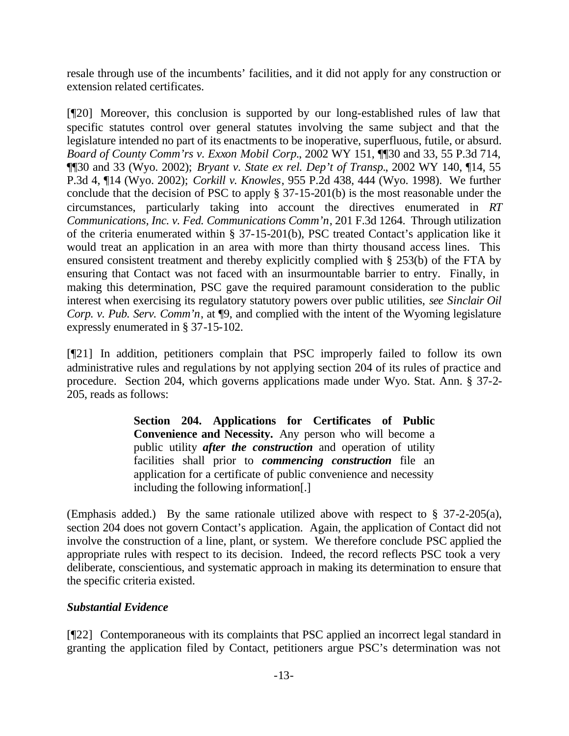resale through use of the incumbents' facilities, and it did not apply for any construction or extension related certificates.

[¶20] Moreover, this conclusion is supported by our long-established rules of law that specific statutes control over general statutes involving the same subject and that the legislature intended no part of its enactments to be inoperative, superfluous, futile, or absurd. *Board of County Comm'rs v. Exxon Mobil Corp.*, 2002 WY 151, ¶¶30 and 33, 55 P.3d 714, ¶¶30 and 33 (Wyo. 2002); *Bryant v. State ex rel. Dep't of Transp.*, 2002 WY 140, ¶14, 55 P.3d 4, ¶14 (Wyo. 2002); *Corkill v. Knowles*, 955 P.2d 438, 444 (Wyo. 1998). We further conclude that the decision of PSC to apply § 37-15-201(b) is the most reasonable under the circumstances, particularly taking into account the directives enumerated in *RT Communications, Inc. v. Fed. Communications Comm'n*, 201 F.3d 1264. Through utilization of the criteria enumerated within § 37-15-201(b), PSC treated Contact's application like it would treat an application in an area with more than thirty thousand access lines. This ensured consistent treatment and thereby explicitly complied with § 253(b) of the FTA by ensuring that Contact was not faced with an insurmountable barrier to entry. Finally, in making this determination, PSC gave the required paramount consideration to the public interest when exercising its regulatory statutory powers over public utilities, *see Sinclair Oil Corp. v. Pub. Serv. Comm'n*, at ¶9, and complied with the intent of the Wyoming legislature expressly enumerated in § 37-15-102.

[¶21] In addition, petitioners complain that PSC improperly failed to follow its own administrative rules and regulations by not applying section 204 of its rules of practice and procedure. Section 204, which governs applications made under Wyo. Stat. Ann. § 37-2-205, reads as follows:

> **Section 204. Applications for Certificates of Public Convenience and Necessity.** Any person who will become a public utility ***after the construction*** and operation of utility facilities shall prior to ***commencing construction*** file an application for a certificate of public convenience and necessity including the following information[.]

(Emphasis added.) By the same rationale utilized above with respect to § 37-2-205(a), section 204 does not govern Contact's application. Again, the application of Contact did not involve the construction of a line, plant, or system. We therefore conclude PSC applied the appropriate rules with respect to its decision. Indeed, the record reflects PSC took a very deliberate, conscientious, and systematic approach in making its determination to ensure that the specific criteria existed.

***Substantial Evidence***

[¶22] Contemporaneous with its complaints that PSC applied an incorrect legal standard in granting the application filed by Contact, petitioners argue PSC's determination was not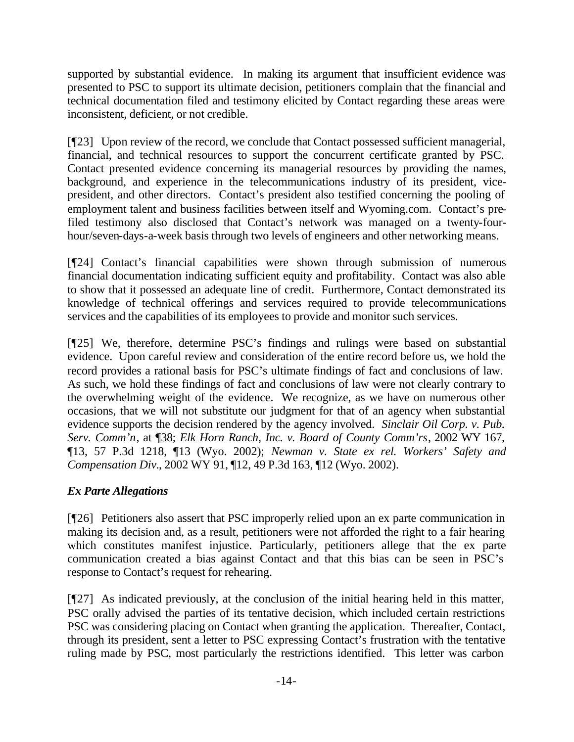supported by substantial evidence. In making its argument that insufficient evidence was presented to PSC to support its ultimate decision, petitioners complain that the financial and technical documentation filed and testimony elicited by Contact regarding these areas were inconsistent, deficient, or not credible.

[¶23] Upon review of the record, we conclude that Contact possessed sufficient managerial, financial, and technical resources to support the concurrent certificate granted by PSC. Contact presented evidence concerning its managerial resources by providing the names, background, and experience in the telecommunications industry of its president, vice-president, and other directors. Contact's president also testified concerning the pooling of employment talent and business facilities between itself and Wyoming.com. Contact's pre-filed testimony also disclosed that Contact's network was managed on a twenty-four-hour/seven-days-a-week basis through two levels of engineers and other networking means.

[¶24] Contact's financial capabilities were shown through submission of numerous financial documentation indicating sufficient equity and profitability. Contact was also able to show that it possessed an adequate line of credit. Furthermore, Contact demonstrated its knowledge of technical offerings and services required to provide telecommunications services and the capabilities of its employees to provide and monitor such services.

[¶25] We, therefore, determine PSC's findings and rulings were based on substantial evidence. Upon careful review and consideration of the entire record before us, we hold the record provides a rational basis for PSC's ultimate findings of fact and conclusions of law. As such, we hold these findings of fact and conclusions of law were not clearly contrary to the overwhelming weight of the evidence. We recognize, as we have on numerous other occasions, that we will not substitute our judgment for that of an agency when substantial evidence supports the decision rendered by the agency involved. *Sinclair Oil Corp. v. Pub. Serv. Comm'n*, at ¶38; *Elk Horn Ranch, Inc. v. Board of County Comm'rs*, 2002 WY 167, ¶13, 57 P.3d 1218, ¶13 (Wyo. 2002); *Newman v. State ex rel. Workers' Safety and Compensation Div.*, 2002 WY 91, ¶12, 49 P.3d 163, ¶12 (Wyo. 2002).

### *Ex Parte Allegations*

[¶26] Petitioners also assert that PSC improperly relied upon an ex parte communication in making its decision and, as a result, petitioners were not afforded the right to a fair hearing which constitutes manifest injustice. Particularly, petitioners allege that the ex parte communication created a bias against Contact and that this bias can be seen in PSC's response to Contact's request for rehearing.

[¶27] As indicated previously, at the conclusion of the initial hearing held in this matter, PSC orally advised the parties of its tentative decision, which included certain restrictions PSC was considering placing on Contact when granting the application. Thereafter, Contact, through its president, sent a letter to PSC expressing Contact's frustration with the tentative ruling made by PSC, most particularly the restrictions identified. This letter was carbon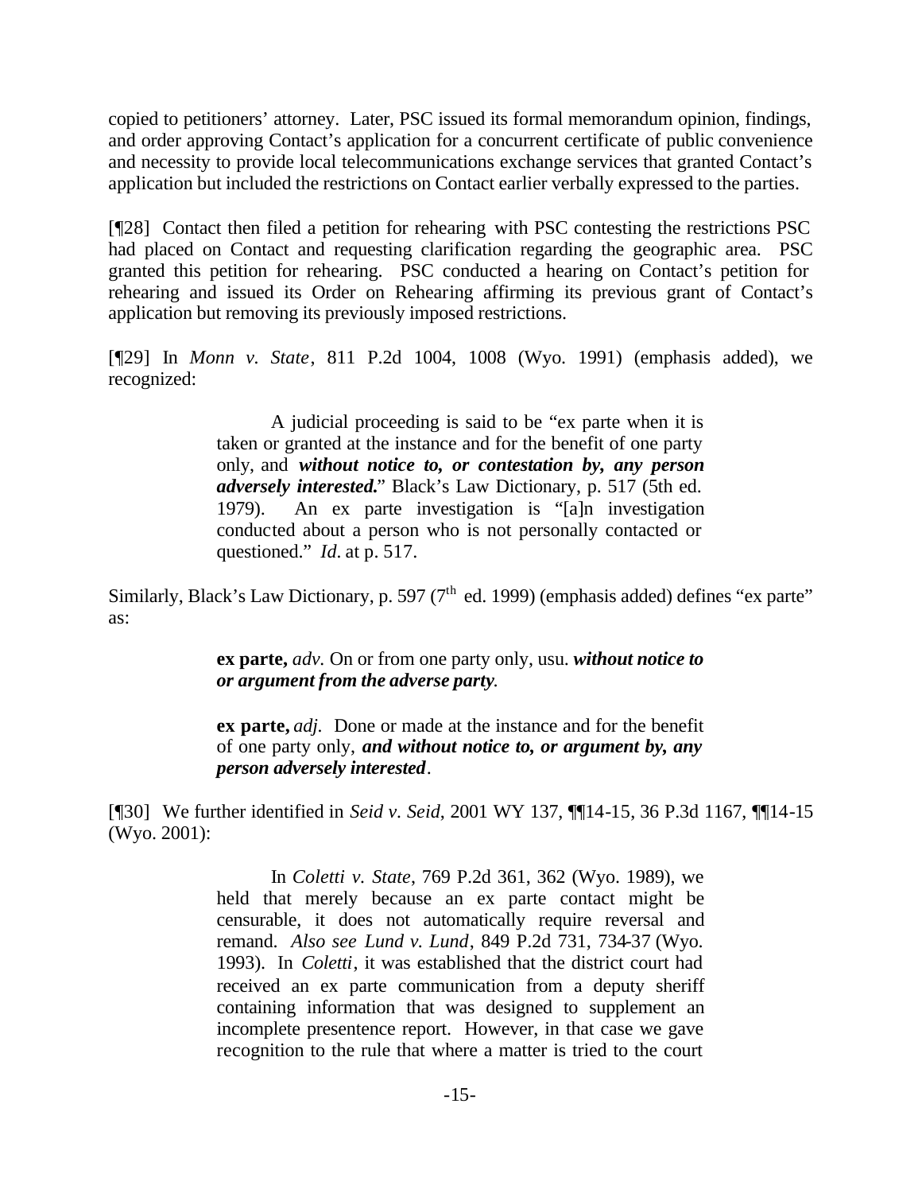copied to petitioners' attorney. Later, PSC issued its formal memorandum opinion, findings, and order approving Contact's application for a concurrent certificate of public convenience and necessity to provide local telecommunications exchange services that granted Contact's application but included the restrictions on Contact earlier verbally expressed to the parties.

[¶28] Contact then filed a petition for rehearing with PSC contesting the restrictions PSC had placed on Contact and requesting clarification regarding the geographic area. PSC granted this petition for rehearing. PSC conducted a hearing on Contact's petition for rehearing and issued its Order on Rehearing affirming its previous grant of Contact's application but removing its previously imposed restrictions.

[¶29] In *Monn v. State*, 811 P.2d 1004, 1008 (Wyo. 1991) (emphasis added), we recognized:

> A judicial proceeding is said to be "ex parte when it is taken or granted at the instance and for the benefit of one party only, and ***without notice to, or contestation by, any person adversely interested.***" Black's Law Dictionary, p. 517 (5th ed. 1979). An ex parte investigation is "[a]n investigation conducted about a person who is not personally contacted or questioned." *Id.* at p. 517.

Similarly, Black's Law Dictionary, p. 597 (7th ed. 1999) (emphasis added) defines "ex parte" as:

> **ex parte,** *adv.* On or from one party only, usu. ***without notice to or argument from the adverse party.***
>
> **ex parte,** *adj.* Done or made at the instance and for the benefit of one party only, ***and without notice to, or argument by, any person adversely interested***.

[¶30] We further identified in *Seid v. Seid*, 2001 WY 137, ¶¶14-15, 36 P.3d 1167, ¶¶14-15 (Wyo. 2001):

> In *Coletti v. State*, 769 P.2d 361, 362 (Wyo. 1989), we held that merely because an ex parte contact might be censurable, it does not automatically require reversal and remand. *Also see Lund v. Lund*, 849 P.2d 731, 734-37 (Wyo. 1993). In *Coletti*, it was established that the district court had received an ex parte communication from a deputy sheriff containing information that was designed to supplement an incomplete presentence report. However, in that case we gave recognition to the rule that where a matter is tried to the court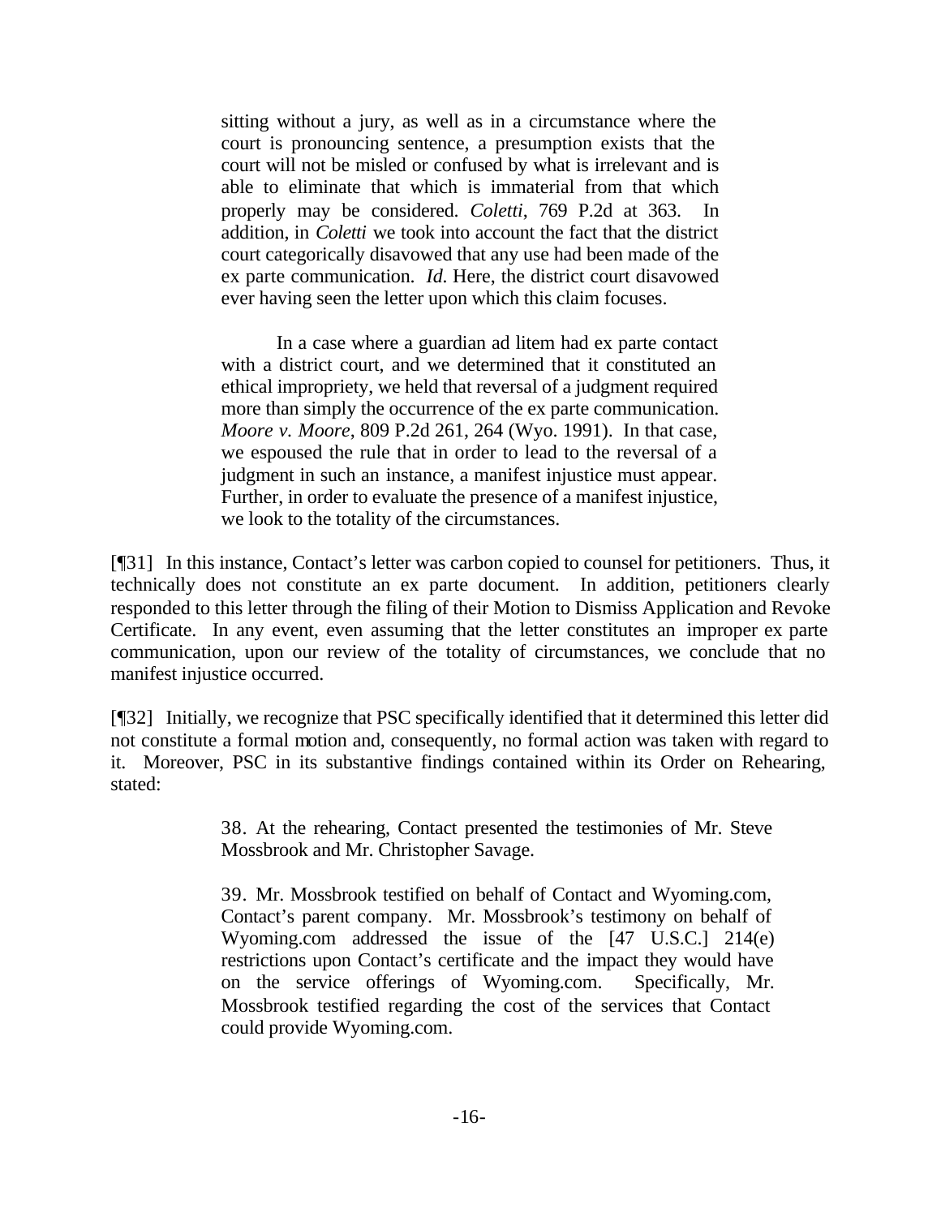> sitting without a jury, as well as in a circumstance where the court is pronouncing sentence, a presumption exists that the court will not be misled or confused by what is irrelevant and is able to eliminate that which is immaterial from that which properly may be considered. *Coletti*, 769 P.2d at 363. In addition, in *Coletti* we took into account the fact that the district court categorically disavowed that any use had been made of the ex parte communication. *Id.* Here, the district court disavowed ever having seen the letter upon which this claim focuses.
>
> In a case where a guardian ad litem had ex parte contact with a district court, and we determined that it constituted an ethical impropriety, we held that reversal of a judgment required more than simply the occurrence of the ex parte communication. *Moore v. Moore*, 809 P.2d 261, 264 (Wyo. 1991). In that case, we espoused the rule that in order to lead to the reversal of a judgment in such an instance, a manifest injustice must appear. Further, in order to evaluate the presence of a manifest injustice, we look to the totality of the circumstances.

[¶31] In this instance, Contact's letter was carbon copied to counsel for petitioners. Thus, it technically does not constitute an ex parte document. In addition, petitioners clearly responded to this letter through the filing of their Motion to Dismiss Application and Revoke Certificate. In any event, even assuming that the letter constitutes an improper ex parte communication, upon our review of the totality of circumstances, we conclude that no manifest injustice occurred.

[¶32] Initially, we recognize that PSC specifically identified that it determined this letter did not constitute a formal motion and, consequently, no formal action was taken with regard to it. Moreover, PSC in its substantive findings contained within its Order on Rehearing, stated:

> 38. At the rehearing, Contact presented the testimonies of Mr. Steve Mossbrook and Mr. Christopher Savage.
>
> 39. Mr. Mossbrook testified on behalf of Contact and Wyoming.com, Contact's parent company. Mr. Mossbrook's testimony on behalf of Wyoming.com addressed the issue of the [47 U.S.C.] 214(e) restrictions upon Contact's certificate and the impact they would have on the service offerings of Wyoming.com. Specifically, Mr. Mossbrook testified regarding the cost of the services that Contact could provide Wyoming.com.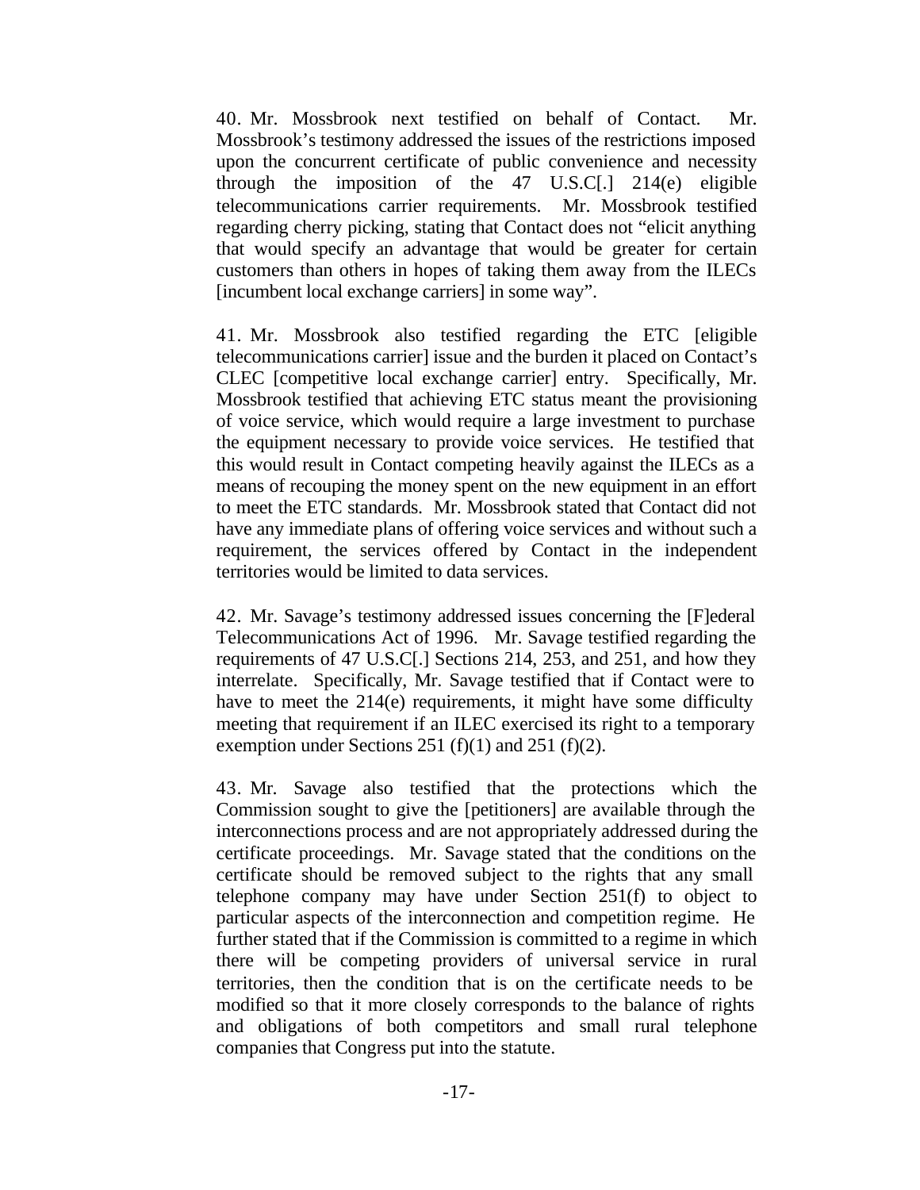40. Mr. Mossbrook next testified on behalf of Contact. Mr. Mossbrook's testimony addressed the issues of the restrictions imposed upon the concurrent certificate of public convenience and necessity through the imposition of the 47 U.S.C[.] 214(e) eligible telecommunications carrier requirements. Mr. Mossbrook testified regarding cherry picking, stating that Contact does not "elicit anything that would specify an advantage that would be greater for certain customers than others in hopes of taking them away from the ILECs [incumbent local exchange carriers] in some way".

41. Mr. Mossbrook also testified regarding the ETC [eligible telecommunications carrier] issue and the burden it placed on Contact's CLEC [competitive local exchange carrier] entry. Specifically, Mr. Mossbrook testified that achieving ETC status meant the provisioning of voice service, which would require a large investment to purchase the equipment necessary to provide voice services. He testified that this would result in Contact competing heavily against the ILECs as a means of recouping the money spent on the new equipment in an effort to meet the ETC standards. Mr. Mossbrook stated that Contact did not have any immediate plans of offering voice services and without such a requirement, the services offered by Contact in the independent territories would be limited to data services.

42. Mr. Savage's testimony addressed issues concerning the [F]ederal Telecommunications Act of 1996. Mr. Savage testified regarding the requirements of 47 U.S.C[.] Sections 214, 253, and 251, and how they interrelate. Specifically, Mr. Savage testified that if Contact were to have to meet the 214(e) requirements, it might have some difficulty meeting that requirement if an ILEC exercised its right to a temporary exemption under Sections 251 (f)(1) and 251 (f)(2).

43. Mr. Savage also testified that the protections which the Commission sought to give the [petitioners] are available through the interconnections process and are not appropriately addressed during the certificate proceedings. Mr. Savage stated that the conditions on the certificate should be removed subject to the rights that any small telephone company may have under Section 251(f) to object to particular aspects of the interconnection and competition regime. He further stated that if the Commission is committed to a regime in which there will be competing providers of universal service in rural territories, then the condition that is on the certificate needs to be modified so that it more closely corresponds to the balance of rights and obligations of both competitors and small rural telephone companies that Congress put into the statute.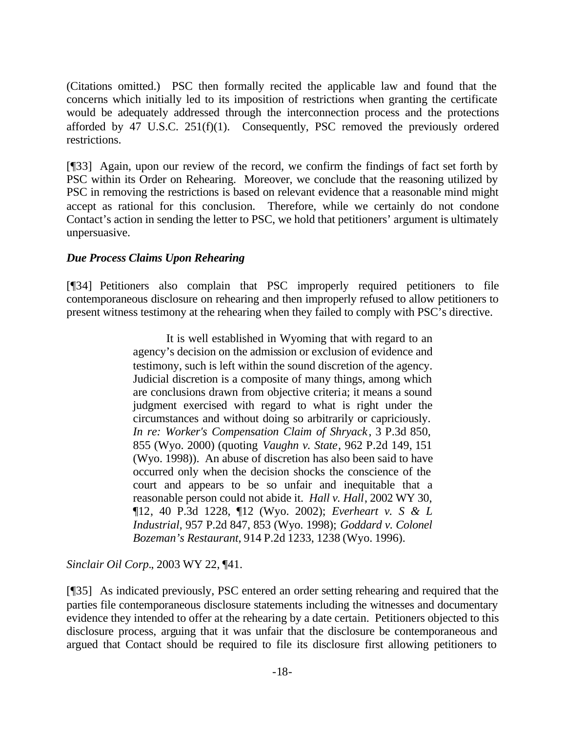(Citations omitted.) PSC then formally recited the applicable law and found that the concerns which initially led to its imposition of restrictions when granting the certificate would be adequately addressed through the interconnection process and the protections afforded by 47 U.S.C. 251(f)(1). Consequently, PSC removed the previously ordered restrictions.

[¶33] Again, upon our review of the record, we confirm the findings of fact set forth by PSC within its Order on Rehearing. Moreover, we conclude that the reasoning utilized by PSC in removing the restrictions is based on relevant evidence that a reasonable mind might accept as rational for this conclusion. Therefore, while we certainly do not condone Contact's action in sending the letter to PSC, we hold that petitioners' argument is ultimately unpersuasive.

***Due Process Claims Upon Rehearing***

[¶34] Petitioners also complain that PSC improperly required petitioners to file contemporaneous disclosure on rehearing and then improperly refused to allow petitioners to present witness testimony at the rehearing when they failed to comply with PSC's directive.

> It is well established in Wyoming that with regard to an agency's decision on the admission or exclusion of evidence and testimony, such is left within the sound discretion of the agency. Judicial discretion is a composite of many things, among which are conclusions drawn from objective criteria; it means a sound judgment exercised with regard to what is right under the circumstances and without doing so arbitrarily or capriciously. *In re: Worker's Compensation Claim of Shryack*, 3 P.3d 850, 855 (Wyo. 2000) (quoting *Vaughn v. State*, 962 P.2d 149, 151 (Wyo. 1998)). An abuse of discretion has also been said to have occurred only when the decision shocks the conscience of the court and appears to be so unfair and inequitable that a reasonable person could not abide it. *Hall v. Hall*, 2002 WY 30, ¶12, 40 P.3d 1228, ¶12 (Wyo. 2002); *Everheart v. S & L Industrial*, 957 P.2d 847, 853 (Wyo. 1998); *Goddard v. Colonel Bozeman's Restaurant*, 914 P.2d 1233, 1238 (Wyo. 1996).

*Sinclair Oil Corp.*, 2003 WY 22, ¶41.

[¶35] As indicated previously, PSC entered an order setting rehearing and required that the parties file contemporaneous disclosure statements including the witnesses and documentary evidence they intended to offer at the rehearing by a date certain. Petitioners objected to this disclosure process, arguing that it was unfair that the disclosure be contemporaneous and argued that Contact should be required to file its disclosure first allowing petitioners to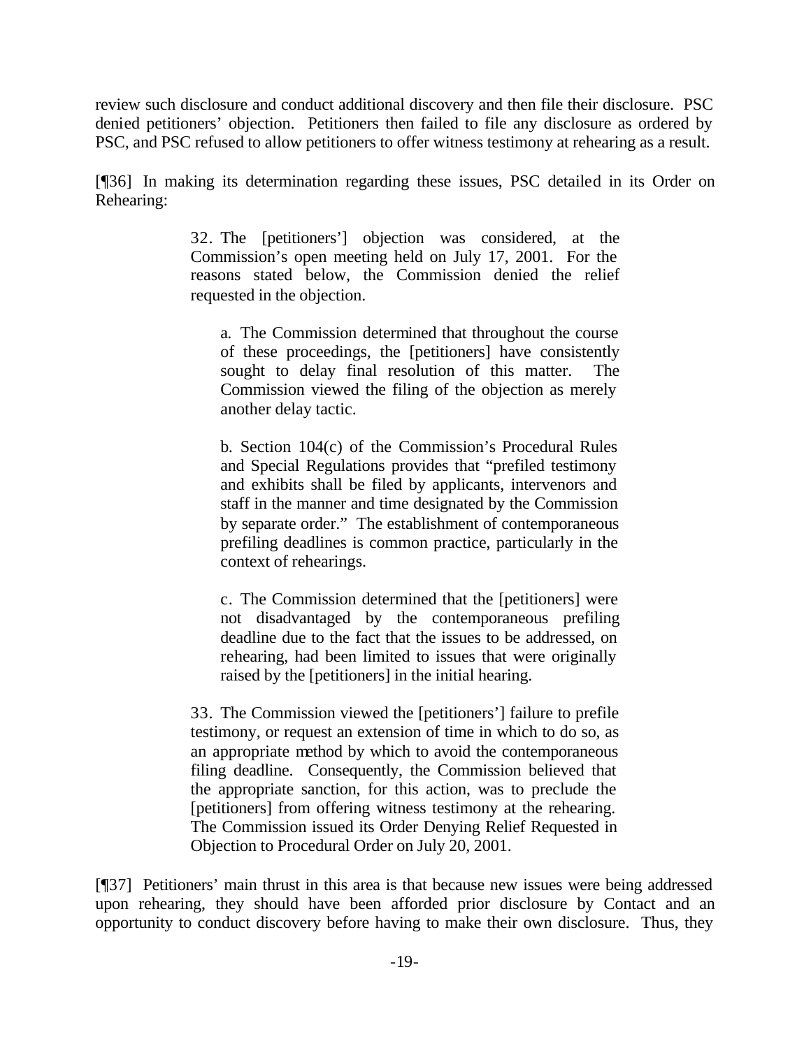review such disclosure and conduct additional discovery and then file their disclosure. PSC denied petitioners' objection. Petitioners then failed to file any disclosure as ordered by PSC, and PSC refused to allow petitioners to offer witness testimony at rehearing as a result.

[¶36] In making its determination regarding these issues, PSC detailed in its Order on Rehearing:

> 32. The [petitioners'] objection was considered, at the Commission's open meeting held on July 17, 2001. For the reasons stated below, the Commission denied the relief requested in the objection.
>
> > a. The Commission determined that throughout the course of these proceedings, the [petitioners] have consistently sought to delay final resolution of this matter. The Commission viewed the filing of the objection as merely another delay tactic.
> >
> > b. Section 104(c) of the Commission's Procedural Rules and Special Regulations provides that "prefiled testimony and exhibits shall be filed by applicants, intervenors and staff in the manner and time designated by the Commission by separate order." The establishment of contemporaneous prefiling deadlines is common practice, particularly in the context of rehearings.
> >
> > c. The Commission determined that the [petitioners] were not disadvantaged by the contemporaneous prefiling deadline due to the fact that the issues to be addressed, on rehearing, had been limited to issues that were originally raised by the [petitioners] in the initial hearing.
>
> 33. The Commission viewed the [petitioners'] failure to prefile testimony, or request an extension of time in which to do so, as an appropriate method by which to avoid the contemporaneous filing deadline. Consequently, the Commission believed that the appropriate sanction, for this action, was to preclude the [petitioners] from offering witness testimony at the rehearing. The Commission issued its Order Denying Relief Requested in Objection to Procedural Order on July 20, 2001.

[¶37] Petitioners' main thrust in this area is that because new issues were being addressed upon rehearing, they should have been afforded prior disclosure by Contact and an opportunity to conduct discovery before having to make their own disclosure. Thus, they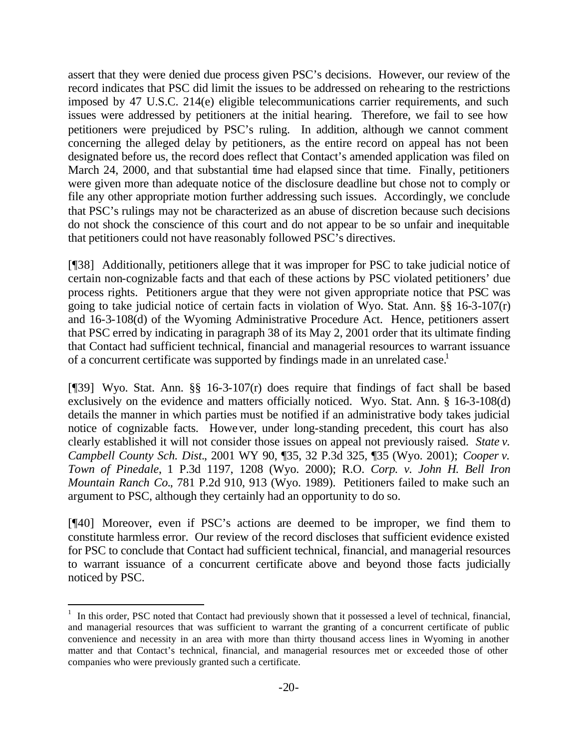assert that they were denied due process given PSC's decisions. However, our review of the record indicates that PSC did limit the issues to be addressed on rehearing to the restrictions imposed by 47 U.S.C. 214(e) eligible telecommunications carrier requirements, and such issues were addressed by petitioners at the initial hearing. Therefore, we fail to see how petitioners were prejudiced by PSC's ruling. In addition, although we cannot comment concerning the alleged delay by petitioners, as the entire record on appeal has not been designated before us, the record does reflect that Contact's amended application was filed on March 24, 2000, and that substantial time had elapsed since that time. Finally, petitioners were given more than adequate notice of the disclosure deadline but chose not to comply or file any other appropriate motion further addressing such issues. Accordingly, we conclude that PSC's rulings may not be characterized as an abuse of discretion because such decisions do not shock the conscience of this court and do not appear to be so unfair and inequitable that petitioners could not have reasonably followed PSC's directives.

[¶38] Additionally, petitioners allege that it was improper for PSC to take judicial notice of certain non-cognizable facts and that each of these actions by PSC violated petitioners' due process rights. Petitioners argue that they were not given appropriate notice that PSC was going to take judicial notice of certain facts in violation of Wyo. Stat. Ann. §§ 16-3-107(r) and 16-3-108(d) of the Wyoming Administrative Procedure Act. Hence, petitioners assert that PSC erred by indicating in paragraph 38 of its May 2, 2001 order that its ultimate finding that Contact had sufficient technical, financial and managerial resources to warrant issuance of a concurrent certificate was supported by findings made in an unrelated case.[1]

[¶39] Wyo. Stat. Ann. §§ 16-3-107(r) does require that findings of fact shall be based exclusively on the evidence and matters officially noticed. Wyo. Stat. Ann. § 16-3-108(d) details the manner in which parties must be notified if an administrative body takes judicial notice of cognizable facts. However, under long-standing precedent, this court has also clearly established it will not consider those issues on appeal not previously raised. *State v. Campbell County Sch. Dist.*, 2001 WY 90, ¶35, 32 P.3d 325, ¶35 (Wyo. 2001); *Cooper v. Town of Pinedale*, 1 P.3d 1197, 1208 (Wyo. 2000); R.O. *Corp. v. John H. Bell Iron Mountain Ranch Co.*, 781 P.2d 910, 913 (Wyo. 1989). Petitioners failed to make such an argument to PSC, although they certainly had an opportunity to do so.

[¶40] Moreover, even if PSC's actions are deemed to be improper, we find them to constitute harmless error. Our review of the record discloses that sufficient evidence existed for PSC to conclude that Contact had sufficient technical, financial, and managerial resources to warrant issuance of a concurrent certificate above and beyond those facts judicially noticed by PSC.

---

[1] In this order, PSC noted that Contact had previously shown that it possessed a level of technical, financial, and managerial resources that was sufficient to warrant the granting of a concurrent certificate of public convenience and necessity in an area with more than thirty thousand access lines in Wyoming in another matter and that Contact's technical, financial, and managerial resources met or exceeded those of other companies who were previously granted such a certificate.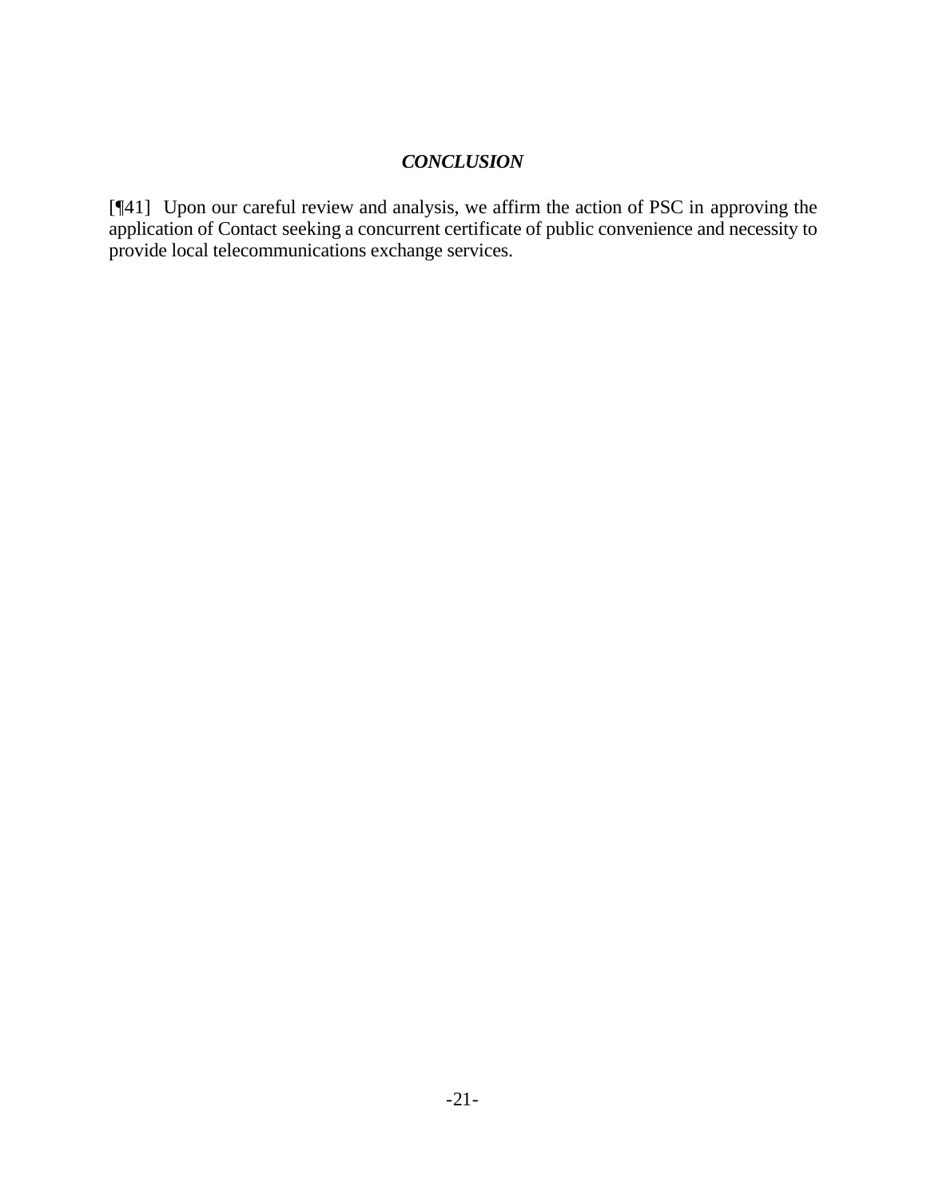## *CONCLUSION*

[¶41] Upon our careful review and analysis, we affirm the action of PSC in approving the application of Contact seeking a concurrent certificate of public convenience and necessity to provide local telecommunications exchange services.